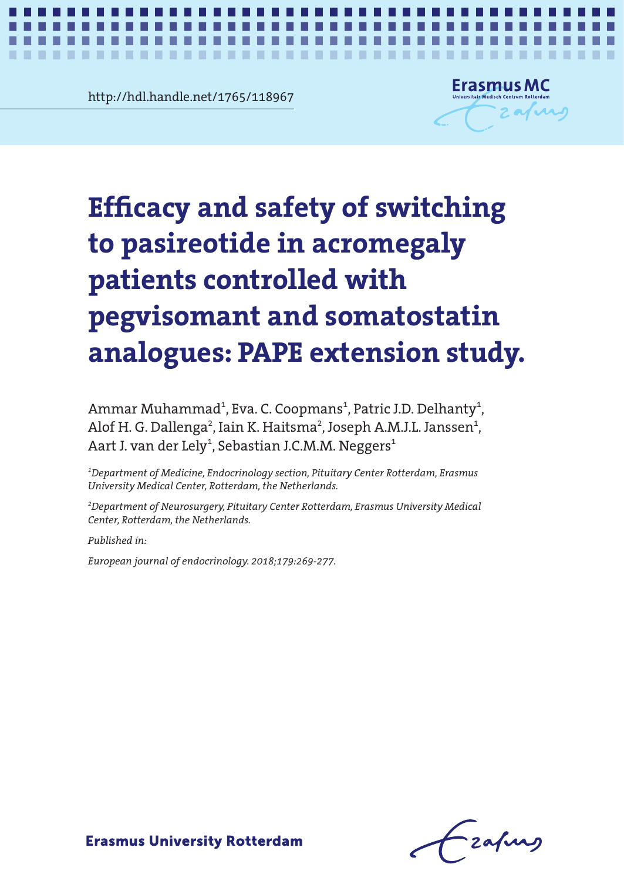http://hdl.handle.net/1765/118967

# Efficacy and safety of switching to pasireotide in acromegaly patients controlled with pegvisomant and somatostatin analogues: PAPE extension study.

Ammar Muhammad[1], Eva. C. Coopmans[1], Patric J.D. Delhanty[1], Alof H. G. Dallenga[2], Iain K. Haitsma[2], Joseph A.M.J.L. Janssen[1], Aart J. van der Lely[1], Sebastian J.C.M.M. Neggers[1]

*[1]Department of Medicine, Endocrinology section, Pituitary Center Rotterdam, Erasmus University Medical Center, Rotterdam, the Netherlands.*

*[2]Department of Neurosurgery, Pituitary Center Rotterdam, Erasmus University Medical Center, Rotterdam, the Netherlands.*

*Published in:*

*European journal of endocrinology. 2018;179:269-277.*

**Erasmus University Rotterdam**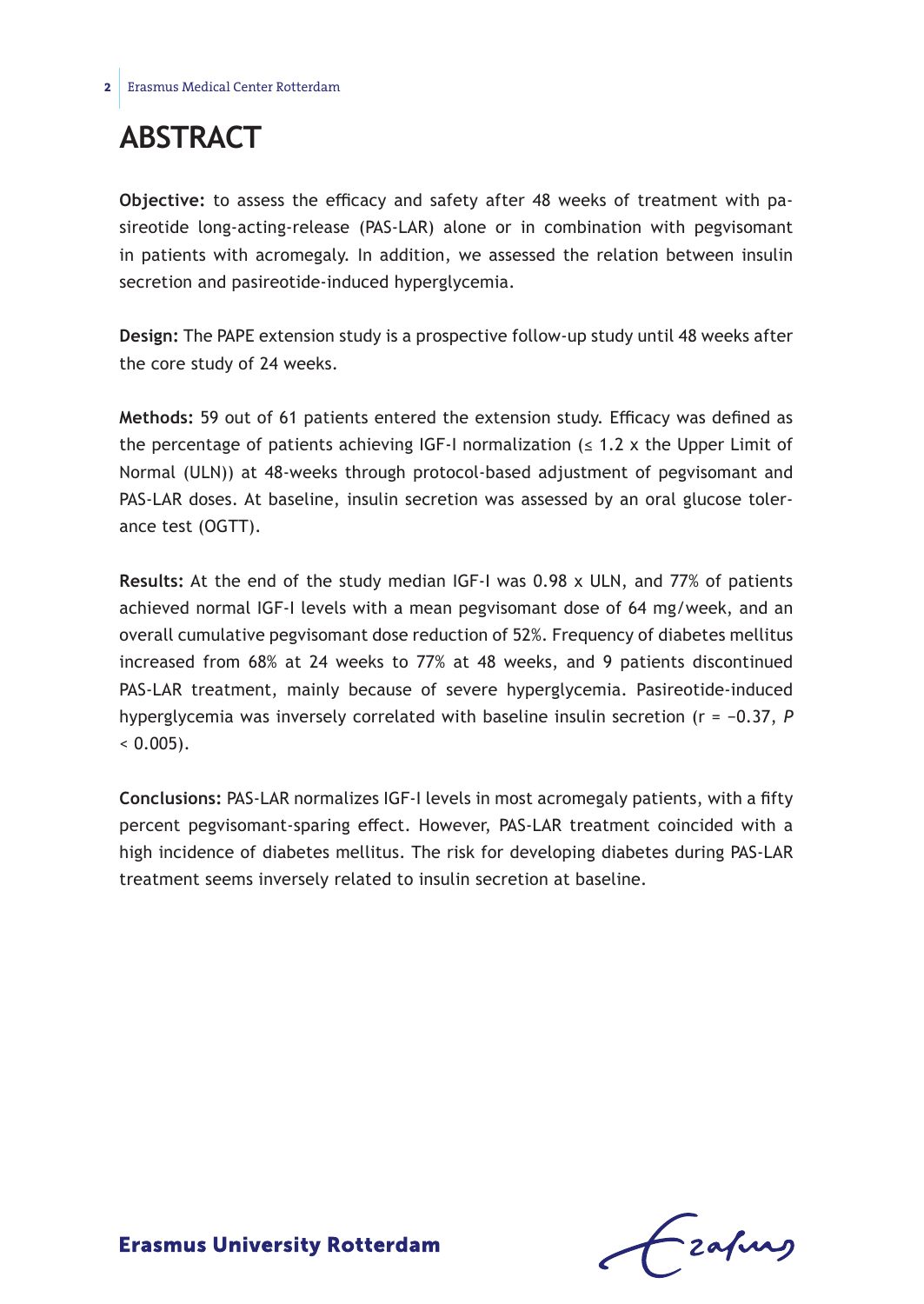# ABSTRACT

**Objective:** to assess the efficacy and safety after 48 weeks of treatment with pasireotide long-acting-release (PAS-LAR) alone or in combination with pegvisomant in patients with acromegaly. In addition, we assessed the relation between insulin secretion and pasireotide-induced hyperglycemia.

**Design:** The PAPE extension study is a prospective follow-up study until 48 weeks after the core study of 24 weeks.

**Methods:** 59 out of 61 patients entered the extension study. Efficacy was defined as the percentage of patients achieving IGF-I normalization (≤ 1.2 x the Upper Limit of Normal (ULN)) at 48-weeks through protocol-based adjustment of pegvisomant and PAS-LAR doses. At baseline, insulin secretion was assessed by an oral glucose tolerance test (OGTT).

**Results:** At the end of the study median IGF-I was 0.98 x ULN, and 77% of patients achieved normal IGF-I levels with a mean pegvisomant dose of 64 mg/week, and an overall cumulative pegvisomant dose reduction of 52%. Frequency of diabetes mellitus increased from 68% at 24 weeks to 77% at 48 weeks, and 9 patients discontinued PAS-LAR treatment, mainly because of severe hyperglycemia. Pasireotide-induced hyperglycemia was inversely correlated with baseline insulin secretion ($r = -0.37$, $P < 0.005$).

**Conclusions:** PAS-LAR normalizes IGF-I levels in most acromegaly patients, with a fifty percent pegvisomant-sparing effect. However, PAS-LAR treatment coincided with a high incidence of diabetes mellitus. The risk for developing diabetes during PAS-LAR treatment seems inversely related to insulin secretion at baseline.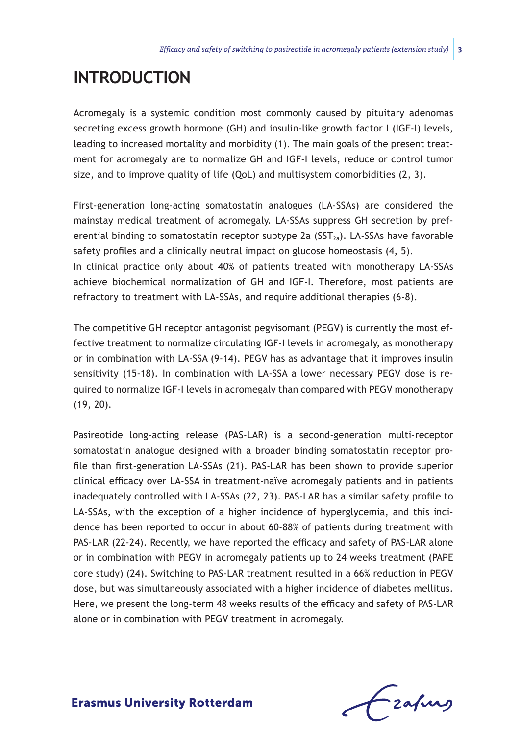# INTRODUCTION

Acromegaly is a systemic condition most commonly caused by pituitary adenomas secreting excess growth hormone (GH) and insulin-like growth factor I (IGF-I) levels, leading to increased mortality and morbidity (1). The main goals of the present treatment for acromegaly are to normalize GH and IGF-I levels, reduce or control tumor size, and to improve quality of life (QoL) and multisystem comorbidities (2, 3).

First-generation long-acting somatostatin analogues (LA-SSAs) are considered the mainstay medical treatment of acromegaly. LA-SSAs suppress GH secretion by preferential binding to somatostatin receptor subtype 2a ($SST_{2a}$). LA-SSAs have favorable safety profiles and a clinically neutral impact on glucose homeostasis (4, 5).
In clinical practice only about 40% of patients treated with monotherapy LA-SSAs achieve biochemical normalization of GH and IGF-I. Therefore, most patients are refractory to treatment with LA-SSAs, and require additional therapies (6-8).

The competitive GH receptor antagonist pegvisomant (PEGV) is currently the most effective treatment to normalize circulating IGF-I levels in acromegaly, as monotherapy or in combination with LA-SSA (9-14). PEGV has as advantage that it improves insulin sensitivity (15-18). In combination with LA-SSA a lower necessary PEGV dose is required to normalize IGF-I levels in acromegaly than compared with PEGV monotherapy (19, 20).

Pasireotide long-acting release (PAS-LAR) is a second-generation multi-receptor somatostatin analogue designed with a broader binding somatostatin receptor profile than first-generation LA-SSAs (21). PAS-LAR has been shown to provide superior clinical efficacy over LA-SSA in treatment-naïve acromegaly patients and in patients inadequately controlled with LA-SSAs (22, 23). PAS-LAR has a similar safety profile to LA-SSAs, with the exception of a higher incidence of hyperglycemia, and this incidence has been reported to occur in about 60-88% of patients during treatment with PAS-LAR (22-24). Recently, we have reported the efficacy and safety of PAS-LAR alone or in combination with PEGV in acromegaly patients up to 24 weeks treatment (PAPE core study) (24). Switching to PAS-LAR treatment resulted in a 66% reduction in PEGV dose, but was simultaneously associated with a higher incidence of diabetes mellitus. Here, we present the long-term 48 weeks results of the efficacy and safety of PAS-LAR alone or in combination with PEGV treatment in acromegaly.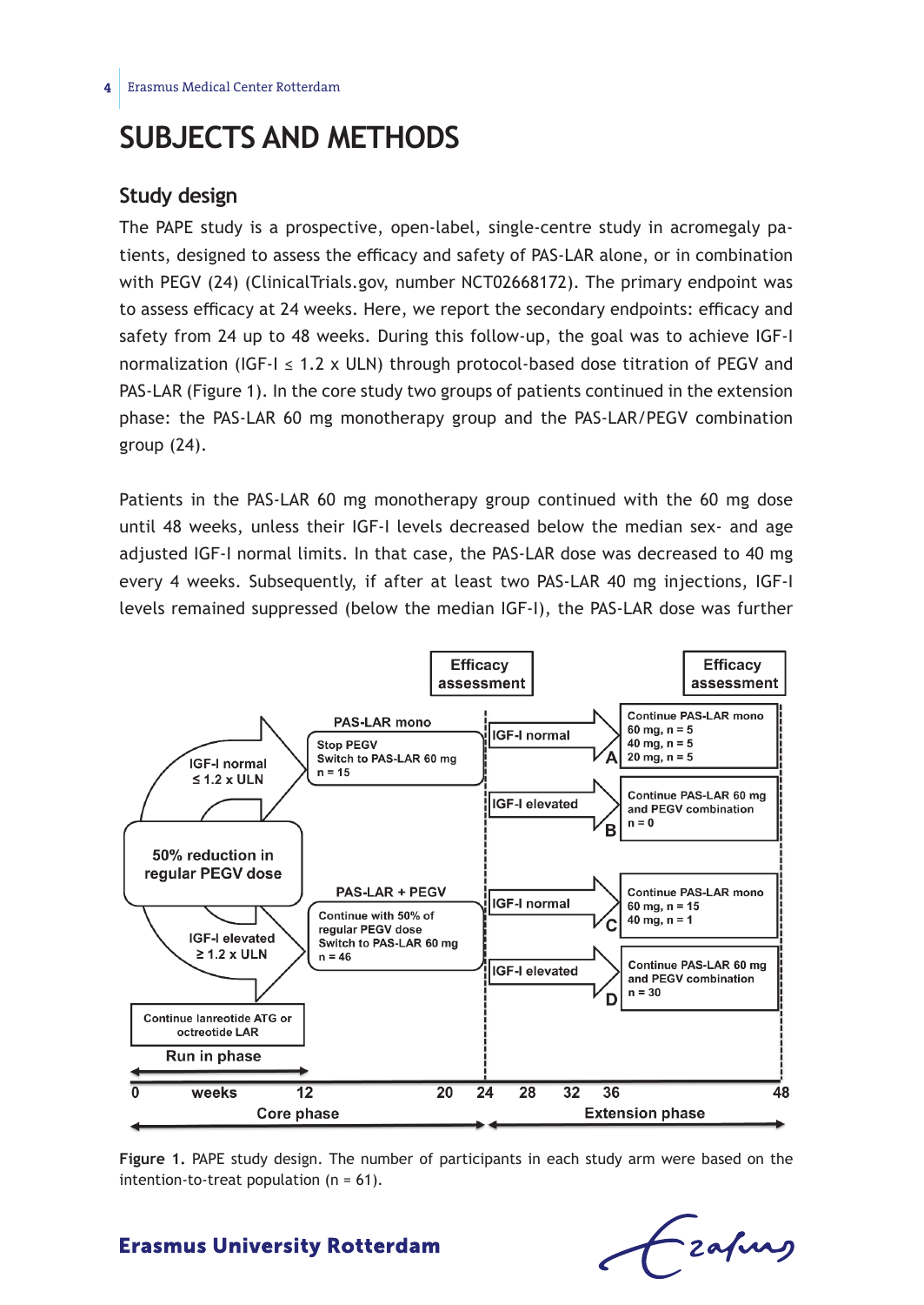# SUBJECTS AND METHODS

## Study design

The PAPE study is a prospective, open-label, single-centre study in acromegaly patients, designed to assess the efficacy and safety of PAS-LAR alone, or in combination with PEGV (24) (ClinicalTrials.gov, number NCT02668172). The primary endpoint was to assess efficacy at 24 weeks. Here, we report the secondary endpoints: efficacy and safety from 24 up to 48 weeks. During this follow-up, the goal was to achieve IGF-I normalization (IGF-I ≤ 1.2 x ULN) through protocol-based dose titration of PEGV and PAS-LAR (Figure 1). In the core study two groups of patients continued in the extension phase: the PAS-LAR 60 mg monotherapy group and the PAS-LAR/PEGV combination group (24).

Patients in the PAS-LAR 60 mg monotherapy group continued with the 60 mg dose until 48 weeks, unless their IGF-I levels decreased below the median sex- and age adjusted IGF-I normal limits. In that case, the PAS-LAR dose was decreased to 40 mg every 4 weeks. Subsequently, if after at least two PAS-LAR 40 mg injections, IGF-I levels remained suppressed (below the median IGF-I), the PAS-LAR dose was further

Figure 1. PAPE study design. The number of participants in each study arm were based on the intention-to-treat population (n = 61).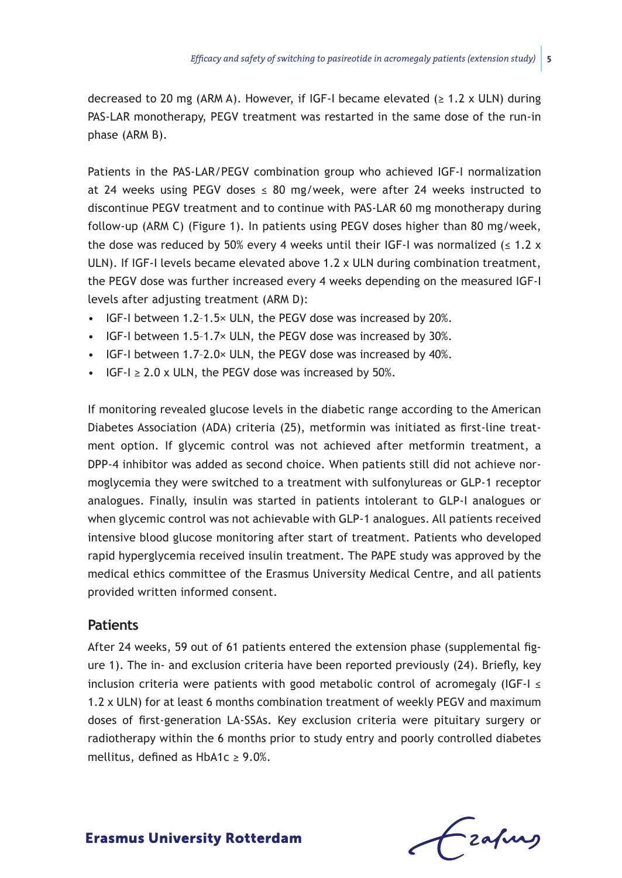decreased to 20 mg (ARM A). However, if IGF-I became elevated (≥ 1.2 x ULN) during PAS-LAR monotherapy, PEGV treatment was restarted in the same dose of the run-in phase (ARM B).

Patients in the PAS-LAR/PEGV combination group who achieved IGF-I normalization at 24 weeks using PEGV doses ≤ 80 mg/week, were after 24 weeks instructed to discontinue PEGV treatment and to continue with PAS-LAR 60 mg monotherapy during follow-up (ARM C) (Figure 1). In patients using PEGV doses higher than 80 mg/week, the dose was reduced by 50% every 4 weeks until their IGF-I was normalized (≤ 1.2 x ULN). If IGF-I levels became elevated above 1.2 x ULN during combination treatment, the PEGV dose was further increased every 4 weeks depending on the measured IGF-I levels after adjusting treatment (ARM D):

- IGF-I between 1.2–1.5× ULN, the PEGV dose was increased by 20%.
- IGF-I between 1.5–1.7× ULN, the PEGV dose was increased by 30%.
- IGF-I between 1.7–2.0× ULN, the PEGV dose was increased by 40%.
- IGF-I ≥ 2.0 x ULN, the PEGV dose was increased by 50%.

If monitoring revealed glucose levels in the diabetic range according to the American Diabetes Association (ADA) criteria (25), metformin was initiated as first-line treatment option. If glycemic control was not achieved after metformin treatment, a DPP-4 inhibitor was added as second choice. When patients still did not achieve normoglycemia they were switched to a treatment with sulfonylureas or GLP-1 receptor analogues. Finally, insulin was started in patients intolerant to GLP-I analogues or when glycemic control was not achievable with GLP-1 analogues. All patients received intensive blood glucose monitoring after start of treatment. Patients who developed rapid hyperglycemia received insulin treatment. The PAPE study was approved by the medical ethics committee of the Erasmus University Medical Centre, and all patients provided written informed consent.

## Patients

After 24 weeks, 59 out of 61 patients entered the extension phase (supplemental figure 1). The in- and exclusion criteria have been reported previously (24). Briefly, key inclusion criteria were patients with good metabolic control of acromegaly (IGF-I ≤ 1.2 x ULN) for at least 6 months combination treatment of weekly PEGV and maximum doses of first-generation LA-SSAs. Key exclusion criteria were pituitary surgery or radiotherapy within the 6 months prior to study entry and poorly controlled diabetes mellitus, defined as HbA1c ≥ 9.0%.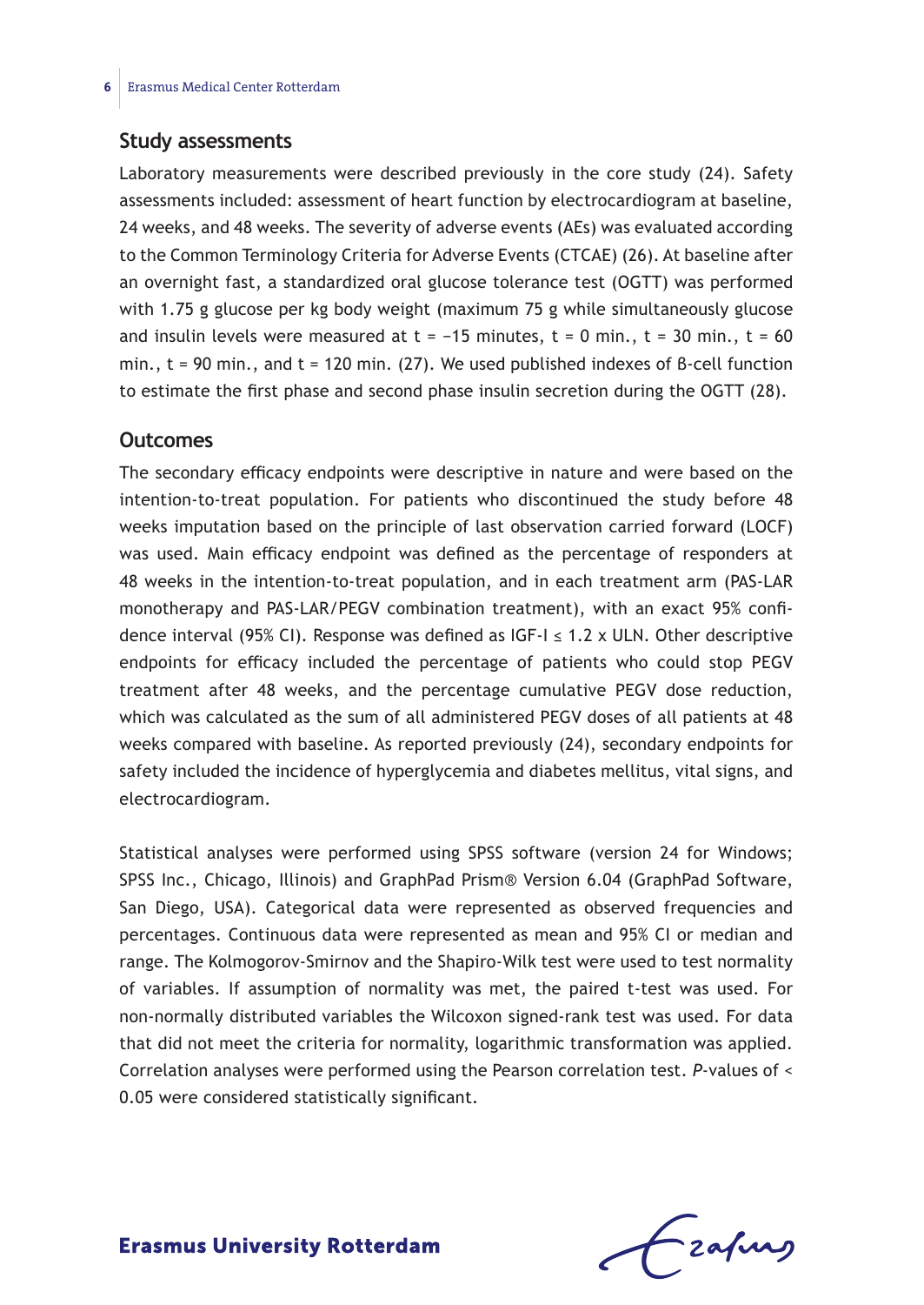## Study assessments

Laboratory measurements were described previously in the core study (24). Safety assessments included: assessment of heart function by electrocardiogram at baseline, 24 weeks, and 48 weeks. The severity of adverse events (AEs) was evaluated according to the Common Terminology Criteria for Adverse Events (CTCAE) (26). At baseline after an overnight fast, a standardized oral glucose tolerance test (OGTT) was performed with 1.75 g glucose per kg body weight (maximum 75 g while simultaneously glucose and insulin levels were measured at t = −15 minutes, t = 0 min., t = 30 min., t = 60 min., t = 90 min., and t = 120 min. (27). We used published indexes of ß-cell function to estimate the first phase and second phase insulin secretion during the OGTT (28).

## Outcomes

The secondary efficacy endpoints were descriptive in nature and were based on the intention-to-treat population. For patients who discontinued the study before 48 weeks imputation based on the principle of last observation carried forward (LOCF) was used. Main efficacy endpoint was defined as the percentage of responders at 48 weeks in the intention-to-treat population, and in each treatment arm (PAS-LAR monotherapy and PAS-LAR/PEGV combination treatment), with an exact 95% confidence interval (95% CI). Response was defined as IGF-I ≤ 1.2 x ULN. Other descriptive endpoints for efficacy included the percentage of patients who could stop PEGV treatment after 48 weeks, and the percentage cumulative PEGV dose reduction, which was calculated as the sum of all administered PEGV doses of all patients at 48 weeks compared with baseline. As reported previously (24), secondary endpoints for safety included the incidence of hyperglycemia and diabetes mellitus, vital signs, and electrocardiogram.

Statistical analyses were performed using SPSS software (version 24 for Windows; SPSS Inc., Chicago, Illinois) and GraphPad Prism® Version 6.04 (GraphPad Software, San Diego, USA). Categorical data were represented as observed frequencies and percentages. Continuous data were represented as mean and 95% CI or median and range. The Kolmogorov-Smirnov and the Shapiro-Wilk test were used to test normality of variables. If assumption of normality was met, the paired t-test was used. For non-normally distributed variables the Wilcoxon signed-rank test was used. For data that did not meet the criteria for normality, logarithmic transformation was applied. Correlation analyses were performed using the Pearson correlation test. *P*-values of < 0.05 were considered statistically significant.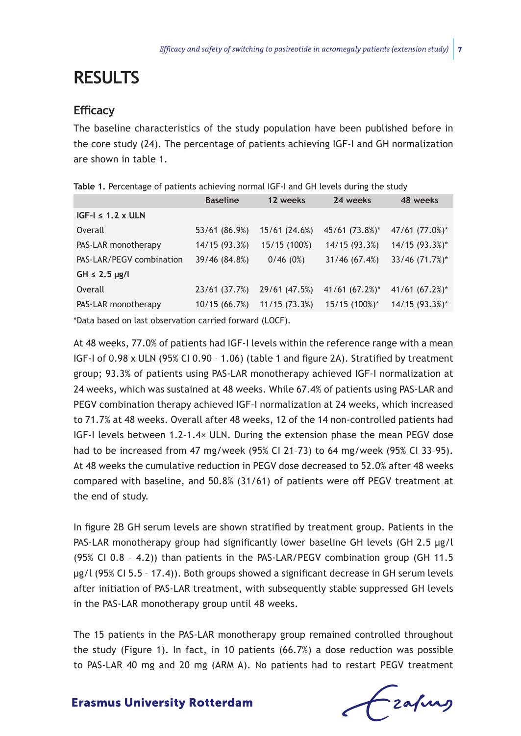# RESULTS

## Efficacy

The baseline characteristics of the study population have been published before in the core study (24). The percentage of patients achieving IGF-I and GH normalization are shown in table 1.

**Table 1.** Percentage of patients achieving normal IGF-I and GH levels during the study

| | Baseline | 12 weeks | 24 weeks | 48 weeks |
|---|---|---|---|---|
| **IGF-I ≤ 1.2 x ULN** | | | | |
| Overall | 53/61 (86.9%) | 15/61 (24.6%) | 45/61 (73.8%)* | 47/61 (77.0%)* |
| PAS-LAR monotherapy | 14/15 (93.3%) | 15/15 (100%) | 14/15 (93.3%) | 14/15 (93.3%)* |
| PAS-LAR/PEGV combination | 39/46 (84.8%) | 0/46 (0%) | 31/46 (67.4%) | 33/46 (71.7%)* |
| **GH ≤ 2.5 μg/l** | | | | |
| Overall | 23/61 (37.7%) | 29/61 (47.5%) | 41/61 (67.2%)* | 41/61 (67.2%)* |
| PAS-LAR monotherapy | 10/15 (66.7%) | 11/15 (73.3%) | 15/15 (100%)* | 14/15 (93.3%)* |

*Data based on last observation carried forward (LOCF).

At 48 weeks, 77.0% of patients had IGF-I levels within the reference range with a mean IGF-I of 0.98 x ULN (95% CI 0.90 – 1.06) (table 1 and figure 2A). Stratified by treatment group; 93.3% of patients using PAS-LAR monotherapy achieved IGF-I normalization at 24 weeks, which was sustained at 48 weeks. While 67.4% of patients using PAS-LAR and PEGV combination therapy achieved IGF-I normalization at 24 weeks, which increased to 71.7% at 48 weeks. Overall after 48 weeks, 12 of the 14 non-controlled patients had IGF-I levels between 1.2–1.4× ULN. During the extension phase the mean PEGV dose had to be increased from 47 mg/week (95% CI 21–73) to 64 mg/week (95% CI 33–95). At 48 weeks the cumulative reduction in PEGV dose decreased to 52.0% after 48 weeks compared with baseline, and 50.8% (31/61) of patients were off PEGV treatment at the end of study.

In figure 2B GH serum levels are shown stratified by treatment group. Patients in the PAS-LAR monotherapy group had significantly lower baseline GH levels (GH 2.5 μg/l (95% CI 0.8 – 4.2)) than patients in the PAS-LAR/PEGV combination group (GH 11.5 μg/l (95% CI 5.5 – 17.4)). Both groups showed a significant decrease in GH serum levels after initiation of PAS-LAR treatment, with subsequently stable suppressed GH levels in the PAS-LAR monotherapy group until 48 weeks.

The 15 patients in the PAS-LAR monotherapy group remained controlled throughout the study (Figure 1). In fact, in 10 patients (66.7%) a dose reduction was possible to PAS-LAR 40 mg and 20 mg (ARM A). No patients had to restart PEGV treatment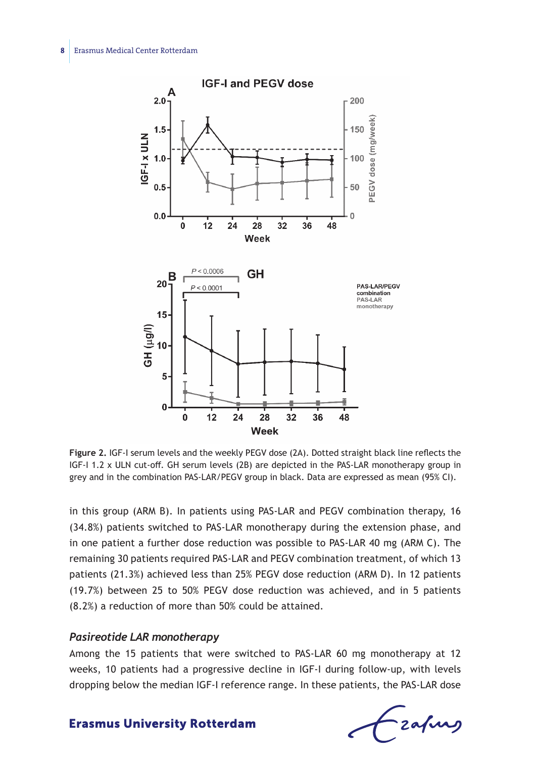**Figure 2.** IGF-I serum levels and the weekly PEGV dose (2A). Dotted straight black line reflects the IGF-I 1.2 x ULN cut-off. GH serum levels (2B) are depicted in the PAS-LAR monotherapy group in grey and in the combination PAS-LAR/PEGV group in black. Data are expressed as mean (95% CI).

in this group (ARM B). In patients using PAS-LAR and PEGV combination therapy, 16 (34.8%) patients switched to PAS-LAR monotherapy during the extension phase, and in one patient a further dose reduction was possible to PAS-LAR 40 mg (ARM C). The remaining 30 patients required PAS-LAR and PEGV combination treatment, of which 13 patients (21.3%) achieved less than 25% PEGV dose reduction (ARM D). In 12 patients (19.7%) between 25 to 50% PEGV dose reduction was achieved, and in 5 patients (8.2%) a reduction of more than 50% could be attained.

### *Pasireotide LAR monotherapy*

Among the 15 patients that were switched to PAS-LAR 60 mg monotherapy at 12 weeks, 10 patients had a progressive decline in IGF-I during follow-up, with levels dropping below the median IGF-I reference range. In these patients, the PAS-LAR dose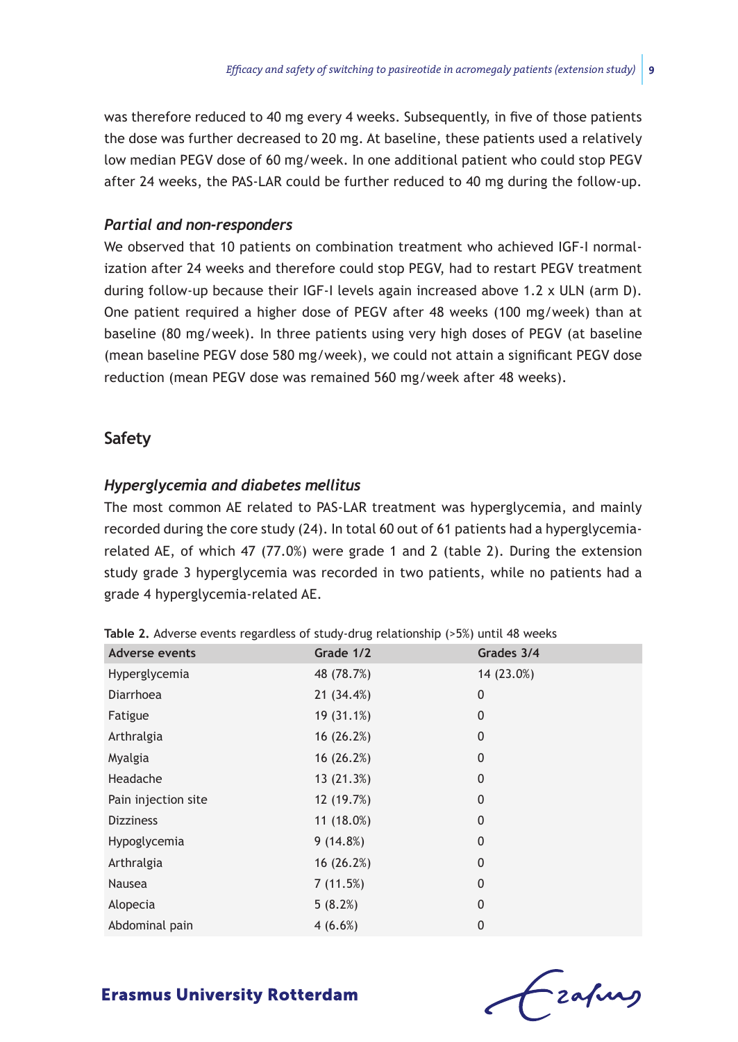was therefore reduced to 40 mg every 4 weeks. Subsequently, in five of those patients the dose was further decreased to 20 mg. At baseline, these patients used a relatively low median PEGV dose of 60 mg/week. In one additional patient who could stop PEGV after 24 weeks, the PAS-LAR could be further reduced to 40 mg during the follow-up.

### *Partial and non-responders*

We observed that 10 patients on combination treatment who achieved IGF-I normalization after 24 weeks and therefore could stop PEGV, had to restart PEGV treatment during follow-up because their IGF-I levels again increased above 1.2 x ULN (arm D). One patient required a higher dose of PEGV after 48 weeks (100 mg/week) than at baseline (80 mg/week). In three patients using very high doses of PEGV (at baseline (mean baseline PEGV dose 580 mg/week), we could not attain a significant PEGV dose reduction (mean PEGV dose was remained 560 mg/week after 48 weeks).

## Safety

### *Hyperglycemia and diabetes mellitus*

The most common AE related to PAS-LAR treatment was hyperglycemia, and mainly recorded during the core study (24). In total 60 out of 61 patients had a hyperglycemia-related AE, of which 47 (77.0%) were grade 1 and 2 (table 2). During the extension study grade 3 hyperglycemia was recorded in two patients, while no patients had a grade 4 hyperglycemia-related AE.

**Table 2.** Adverse events regardless of study-drug relationship (>5%) until 48 weeks

| Adverse events | Grade 1/2 | Grades 3/4 |
|---|---|---|
| Hyperglycemia | 48 (78.7%) | 14 (23.0%) |
| Diarrhoea | 21 (34.4%) | 0 |
| Fatigue | 19 (31.1%) | 0 |
| Arthralgia | 16 (26.2%) | 0 |
| Myalgia | 16 (26.2%) | 0 |
| Headache | 13 (21.3%) | 0 |
| Pain injection site | 12 (19.7%) | 0 |
| Dizziness | 11 (18.0%) | 0 |
| Hypoglycemia | 9 (14.8%) | 0 |
| Arthralgia | 16 (26.2%) | 0 |
| Nausea | 7 (11.5%) | 0 |
| Alopecia | 5 (8.2%) | 0 |
| Abdominal pain | 4 (6.6%) | 0 |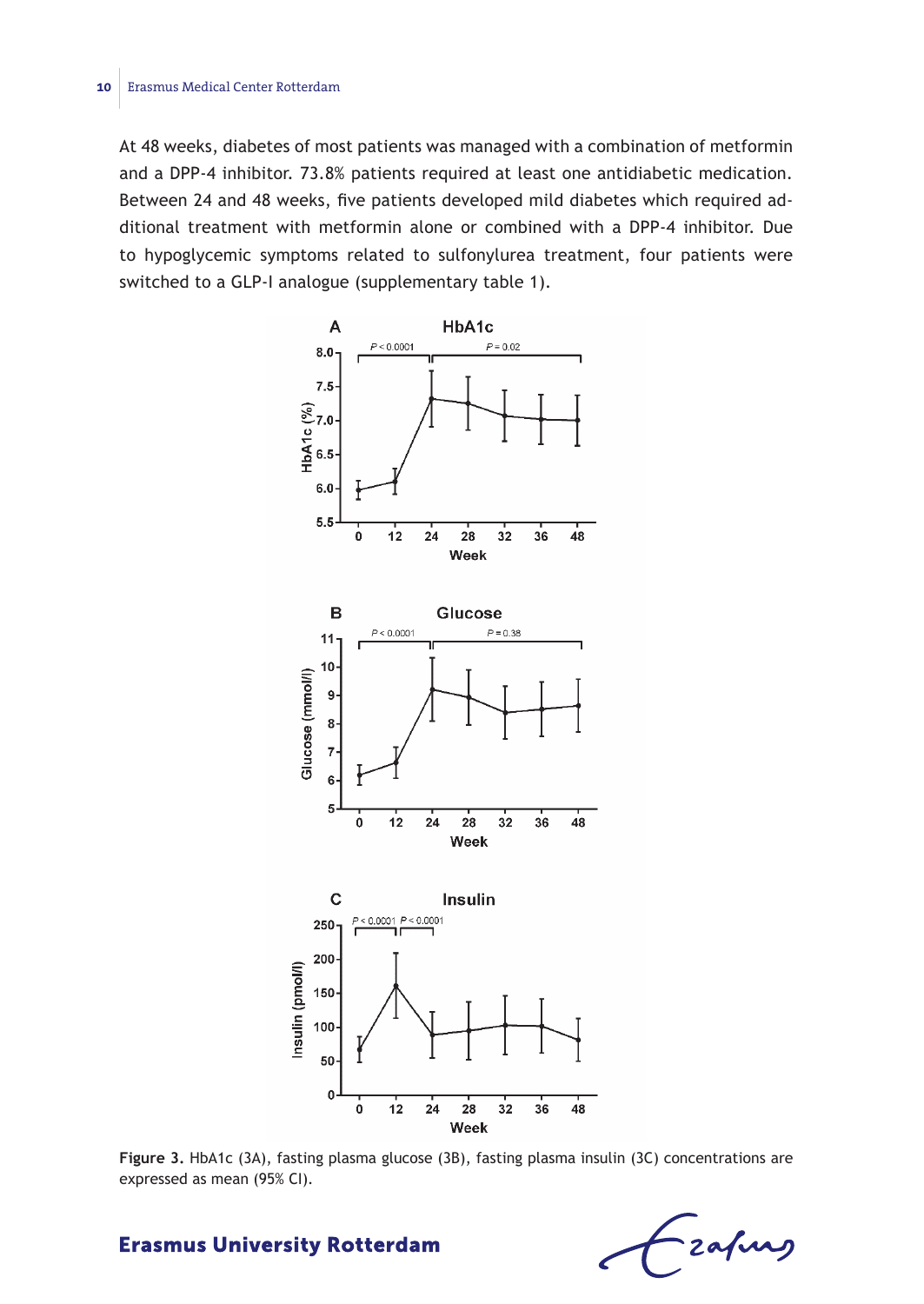At 48 weeks, diabetes of most patients was managed with a combination of metformin and a DPP-4 inhibitor. 73.8% patients required at least one antidiabetic medication. Between 24 and 48 weeks, five patients developed mild diabetes which required additional treatment with metformin alone or combined with a DPP-4 inhibitor. Due to hypoglycemic symptoms related to sulfonylurea treatment, four patients were switched to a GLP-I analogue (supplementary table 1).

**Figure 3.** HbA1c (3A), fasting plasma glucose (3B), fasting plasma insulin (3C) concentrations are expressed as mean (95% CI).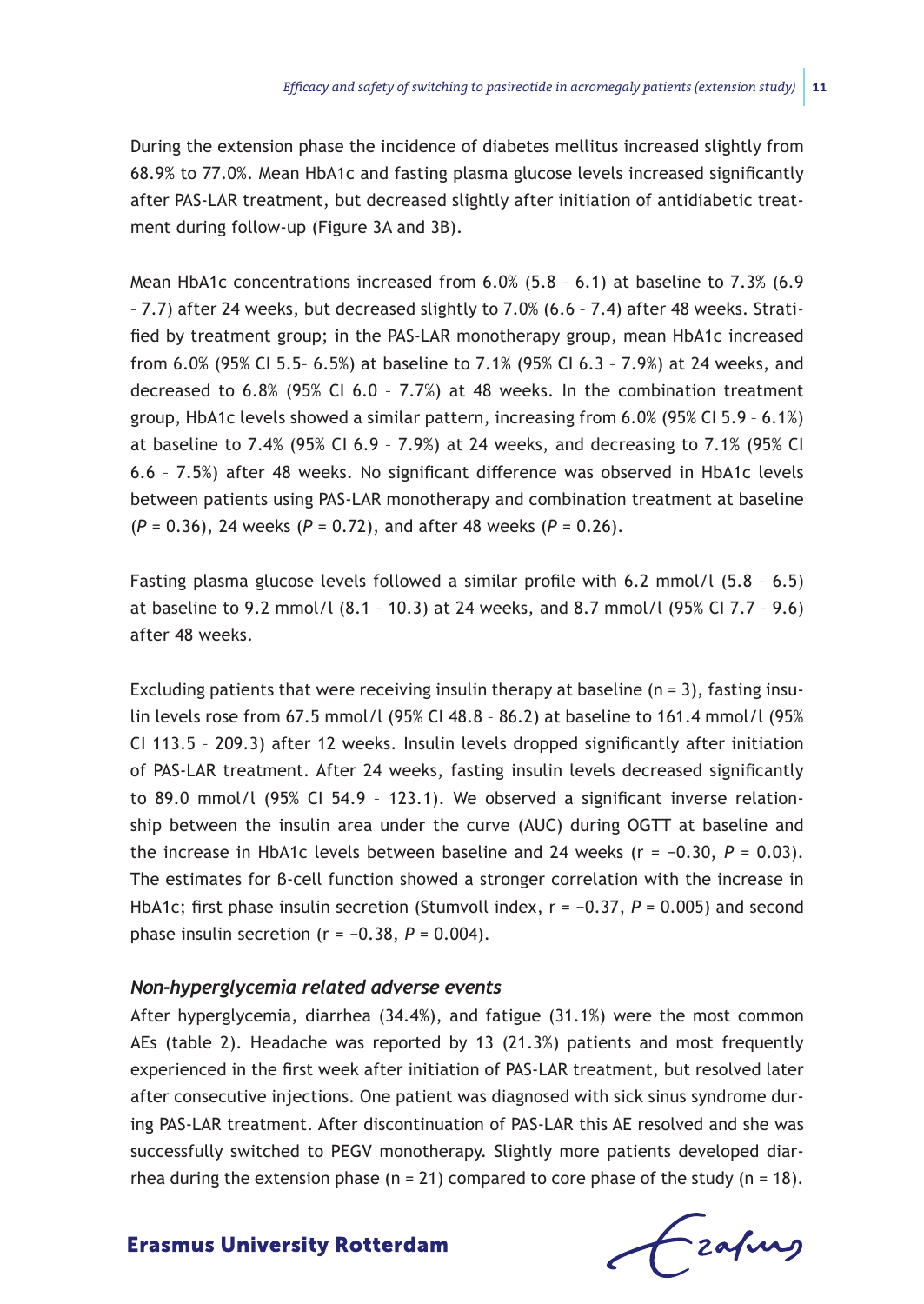During the extension phase the incidence of diabetes mellitus increased slightly from 68.9% to 77.0%. Mean HbA1c and fasting plasma glucose levels increased significantly after PAS-LAR treatment, but decreased slightly after initiation of antidiabetic treatment during follow-up (Figure 3A and 3B).

Mean HbA1c concentrations increased from 6.0% (5.8 – 6.1) at baseline to 7.3% (6.9 – 7.7) after 24 weeks, but decreased slightly to 7.0% (6.6 – 7.4) after 48 weeks. Stratified by treatment group; in the PAS-LAR monotherapy group, mean HbA1c increased from 6.0% (95% CI 5.5– 6.5%) at baseline to 7.1% (95% CI 6.3 – 7.9%) at 24 weeks, and decreased to 6.8% (95% CI 6.0 – 7.7%) at 48 weeks. In the combination treatment group, HbA1c levels showed a similar pattern, increasing from 6.0% (95% CI 5.9 – 6.1%) at baseline to 7.4% (95% CI 6.9 – 7.9%) at 24 weeks, and decreasing to 7.1% (95% CI 6.6 – 7.5%) after 48 weeks. No significant difference was observed in HbA1c levels between patients using PAS-LAR monotherapy and combination treatment at baseline ($P = 0.36$), 24 weeks ($P = 0.72$), and after 48 weeks ($P = 0.26$).

Fasting plasma glucose levels followed a similar profile with 6.2 mmol/l (5.8 – 6.5) at baseline to 9.2 mmol/l (8.1 – 10.3) at 24 weeks, and 8.7 mmol/l (95% CI 7.7 – 9.6) after 48 weeks.

Excluding patients that were receiving insulin therapy at baseline (n = 3), fasting insulin levels rose from 67.5 mmol/l (95% CI 48.8 – 86.2) at baseline to 161.4 mmol/l (95% CI 113.5 – 209.3) after 12 weeks. Insulin levels dropped significantly after initiation of PAS-LAR treatment. After 24 weeks, fasting insulin levels decreased significantly to 89.0 mmol/l (95% CI 54.9 – 123.1). We observed a significant inverse relationship between the insulin area under the curve (AUC) during OGTT at baseline and the increase in HbA1c levels between baseline and 24 weeks ($r = -0.30$, $P = 0.03$). The estimates for ß-cell function showed a stronger correlation with the increase in HbA1c; first phase insulin secretion (Stumvoll index, $r = -0.37$, $P = 0.005$) and second phase insulin secretion ($r = -0.38$, $P = 0.004$).

### *Non-hyperglycemia related adverse events*

After hyperglycemia, diarrhea (34.4%), and fatigue (31.1%) were the most common AEs (table 2). Headache was reported by 13 (21.3%) patients and most frequently experienced in the first week after initiation of PAS-LAR treatment, but resolved later after consecutive injections. One patient was diagnosed with sick sinus syndrome during PAS-LAR treatment. After discontinuation of PAS-LAR this AE resolved and she was successfully switched to PEGV monotherapy. Slightly more patients developed diarrhea during the extension phase (n = 21) compared to core phase of the study (n = 18).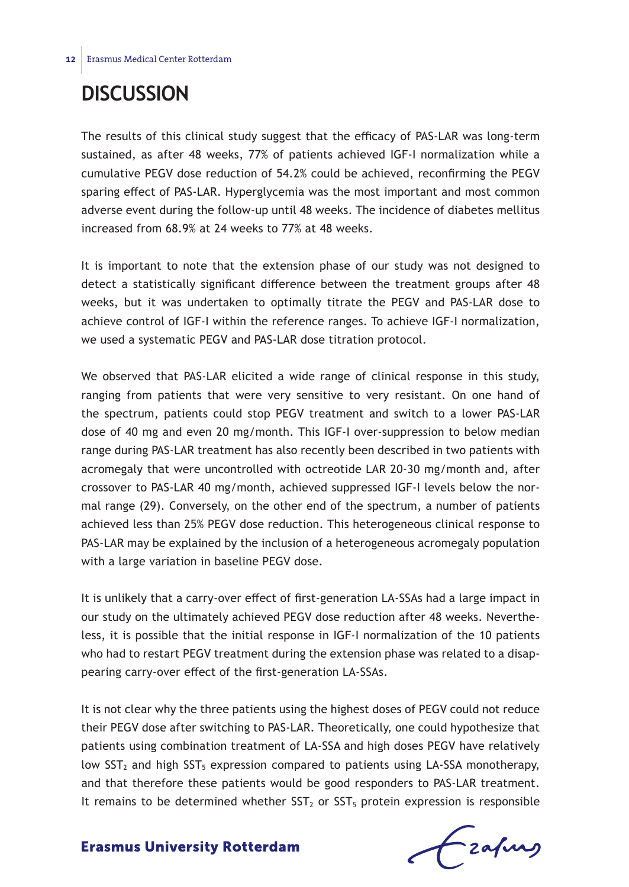# DISCUSSION

The results of this clinical study suggest that the efficacy of PAS-LAR was long-term sustained, as after 48 weeks, 77% of patients achieved IGF-I normalization while a cumulative PEGV dose reduction of 54.2% could be achieved, reconfirming the PEGV sparing effect of PAS-LAR. Hyperglycemia was the most important and most common adverse event during the follow-up until 48 weeks. The incidence of diabetes mellitus increased from 68.9% at 24 weeks to 77% at 48 weeks.

It is important to note that the extension phase of our study was not designed to detect a statistically significant difference between the treatment groups after 48 weeks, but it was undertaken to optimally titrate the PEGV and PAS-LAR dose to achieve control of IGF-I within the reference ranges. To achieve IGF-I normalization, we used a systematic PEGV and PAS-LAR dose titration protocol.

We observed that PAS-LAR elicited a wide range of clinical response in this study, ranging from patients that were very sensitive to very resistant. On one hand of the spectrum, patients could stop PEGV treatment and switch to a lower PAS-LAR dose of 40 mg and even 20 mg/month. This IGF-I over-suppression to below median range during PAS-LAR treatment has also recently been described in two patients with acromegaly that were uncontrolled with octreotide LAR 20-30 mg/month and, after crossover to PAS-LAR 40 mg/month, achieved suppressed IGF-I levels below the normal range (29). Conversely, on the other end of the spectrum, a number of patients achieved less than 25% PEGV dose reduction. This heterogeneous clinical response to PAS-LAR may be explained by the inclusion of a heterogeneous acromegaly population with a large variation in baseline PEGV dose.

It is unlikely that a carry-over effect of first-generation LA-SSAs had a large impact in our study on the ultimately achieved PEGV dose reduction after 48 weeks. Nevertheless, it is possible that the initial response in IGF-I normalization of the 10 patients who had to restart PEGV treatment during the extension phase was related to a disappearing carry-over effect of the first-generation LA-SSAs.

It is not clear why the three patients using the highest doses of PEGV could not reduce their PEGV dose after switching to PAS-LAR. Theoretically, one could hypothesize that patients using combination treatment of LA-SSA and high doses PEGV have relatively low $SST_2$ and high $SST_5$ expression compared to patients using LA-SSA monotherapy, and that therefore these patients would be good responders to PAS-LAR treatment. It remains to be determined whether $SST_2$ or $SST_5$ protein expression is responsible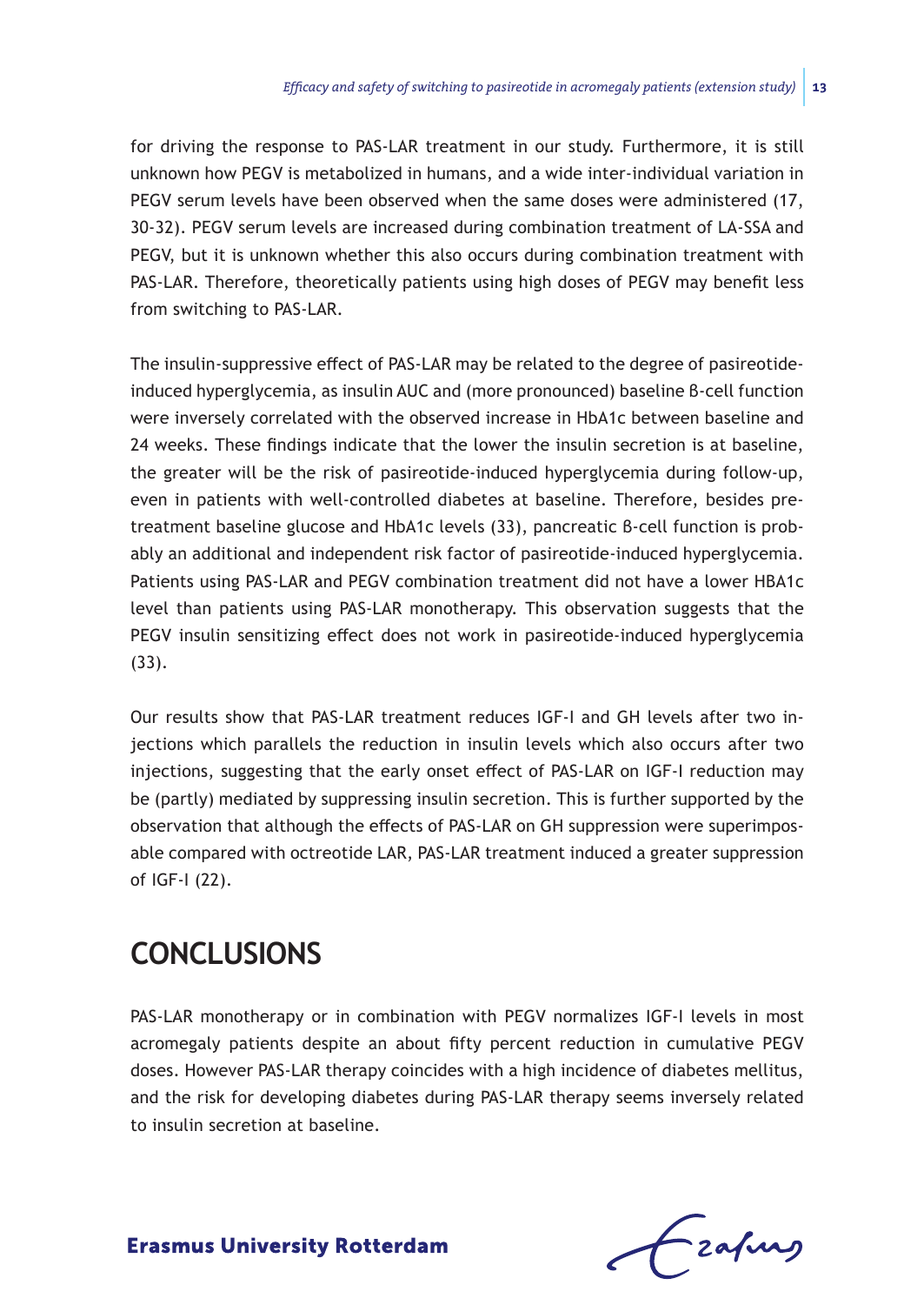for driving the response to PAS-LAR treatment in our study. Furthermore, it is still unknown how PEGV is metabolized in humans, and a wide inter-individual variation in PEGV serum levels have been observed when the same doses were administered (17, 30-32). PEGV serum levels are increased during combination treatment of LA-SSA and PEGV, but it is unknown whether this also occurs during combination treatment with PAS-LAR. Therefore, theoretically patients using high doses of PEGV may benefit less from switching to PAS-LAR.

The insulin-suppressive effect of PAS-LAR may be related to the degree of pasireotide-induced hyperglycemia, as insulin AUC and (more pronounced) baseline ß-cell function were inversely correlated with the observed increase in HbA1c between baseline and 24 weeks. These findings indicate that the lower the insulin secretion is at baseline, the greater will be the risk of pasireotide-induced hyperglycemia during follow-up, even in patients with well-controlled diabetes at baseline. Therefore, besides pre-treatment baseline glucose and HbA1c levels (33), pancreatic ß-cell function is probably an additional and independent risk factor of pasireotide-induced hyperglycemia. Patients using PAS-LAR and PEGV combination treatment did not have a lower HBA1c level than patients using PAS-LAR monotherapy. This observation suggests that the PEGV insulin sensitizing effect does not work in pasireotide-induced hyperglycemia (33).

Our results show that PAS-LAR treatment reduces IGF-I and GH levels after two injections which parallels the reduction in insulin levels which also occurs after two injections, suggesting that the early onset effect of PAS-LAR on IGF-I reduction may be (partly) mediated by suppressing insulin secretion. This is further supported by the observation that although the effects of PAS-LAR on GH suppression were superimposable compared with octreotide LAR, PAS-LAR treatment induced a greater suppression of IGF-I (22).

## CONCLUSIONS

PAS-LAR monotherapy or in combination with PEGV normalizes IGF-I levels in most acromegaly patients despite an about fifty percent reduction in cumulative PEGV doses. However PAS-LAR therapy coincides with a high incidence of diabetes mellitus, and the risk for developing diabetes during PAS-LAR therapy seems inversely related to insulin secretion at baseline.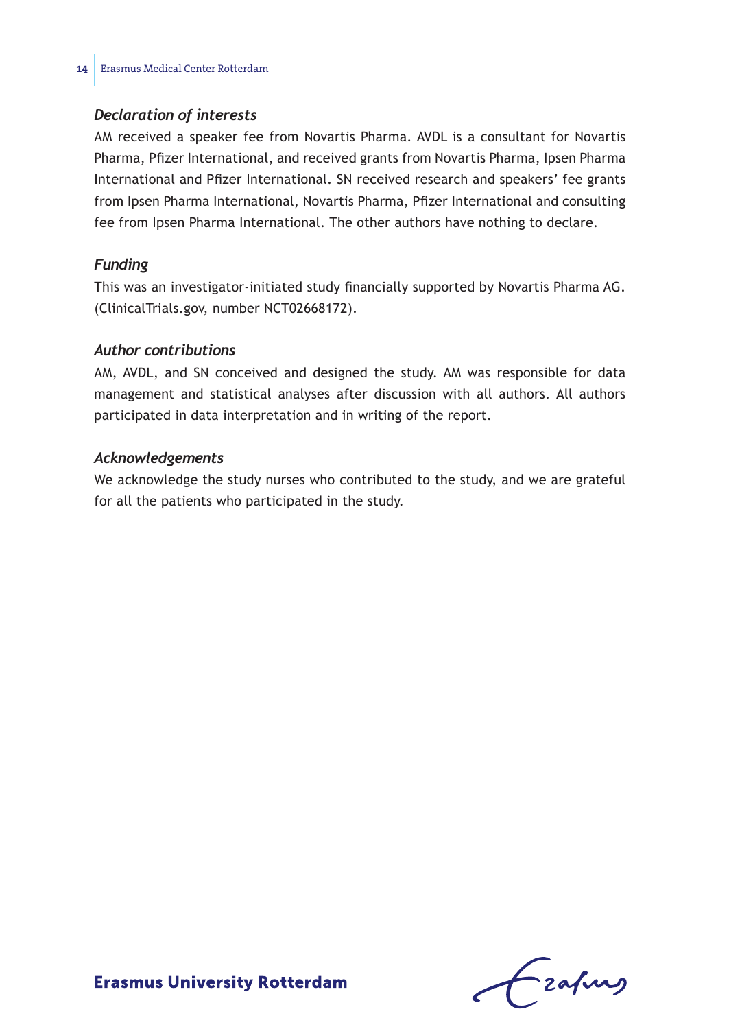### *Declaration of interests*

AM received a speaker fee from Novartis Pharma. AVDL is a consultant for Novartis Pharma, Pfizer International, and received grants from Novartis Pharma, Ipsen Pharma International and Pfizer International. SN received research and speakers' fee grants from Ipsen Pharma International, Novartis Pharma, Pfizer International and consulting fee from Ipsen Pharma International. The other authors have nothing to declare.

### *Funding*

This was an investigator-initiated study financially supported by Novartis Pharma AG. (ClinicalTrials.gov, number NCT02668172).

### *Author contributions*

AM, AVDL, and SN conceived and designed the study. AM was responsible for data management and statistical analyses after discussion with all authors. All authors participated in data interpretation and in writing of the report.

### *Acknowledgements*

We acknowledge the study nurses who contributed to the study, and we are grateful for all the patients who participated in the study.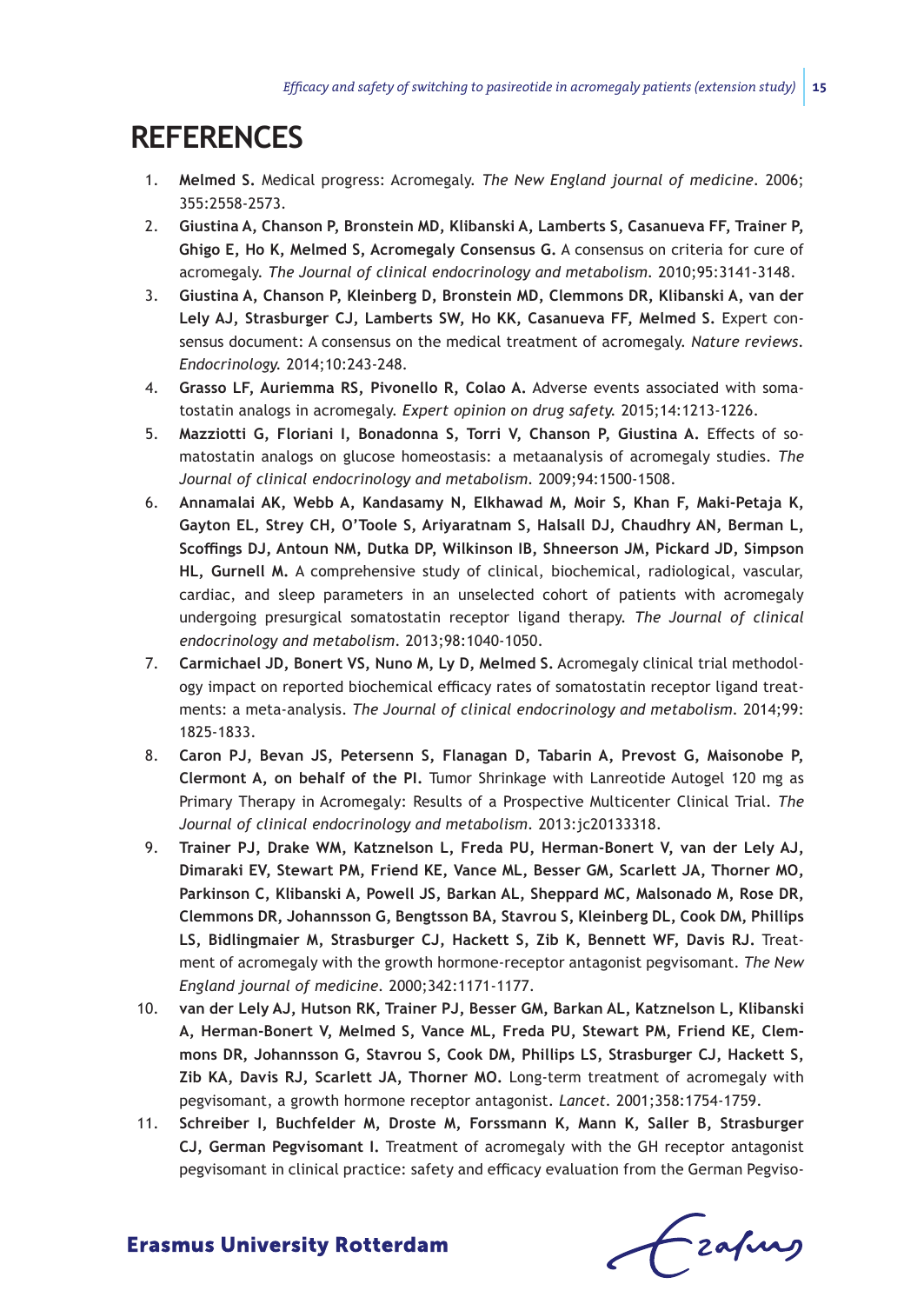# REFERENCES

1. **Melmed S.** Medical progress: Acromegaly. *The New England journal of medicine*. 2006; 355:2558-2573.
2. **Giustina A, Chanson P, Bronstein MD, Klibanski A, Lamberts S, Casanueva FF, Trainer P, Ghigo E, Ho K, Melmed S, Acromegaly Consensus G.** A consensus on criteria for cure of acromegaly. *The Journal of clinical endocrinology and metabolism*. 2010;95:3141-3148.
3. **Giustina A, Chanson P, Kleinberg D, Bronstein MD, Clemmons DR, Klibanski A, van der Lely AJ, Strasburger CJ, Lamberts SW, Ho KK, Casanueva FF, Melmed S.** Expert consensus document: A consensus on the medical treatment of acromegaly. *Nature reviews. Endocrinology.* 2014;10:243-248.
4. **Grasso LF, Auriemma RS, Pivonello R, Colao A.** Adverse events associated with somatostatin analogs in acromegaly. *Expert opinion on drug safety.* 2015;14:1213-1226.
5. **Mazziotti G, Floriani I, Bonadonna S, Torri V, Chanson P, Giustina A.** Effects of somatostatin analogs on glucose homeostasis: a metaanalysis of acromegaly studies. *The Journal of clinical endocrinology and metabolism*. 2009;94:1500-1508.
6. **Annamalai AK, Webb A, Kandasamy N, Elkhawad M, Moir S, Khan F, Maki-Petaja K, Gayton EL, Strey CH, O'Toole S, Ariyaratnam S, Halsall DJ, Chaudhry AN, Berman L, Scoffings DJ, Antoun NM, Dutka DP, Wilkinson IB, Shneerson JM, Pickard JD, Simpson HL, Gurnell M.** A comprehensive study of clinical, biochemical, radiological, vascular, cardiac, and sleep parameters in an unselected cohort of patients with acromegaly undergoing presurgical somatostatin receptor ligand therapy. *The Journal of clinical endocrinology and metabolism*. 2013;98:1040-1050.
7. **Carmichael JD, Bonert VS, Nuno M, Ly D, Melmed S.** Acromegaly clinical trial methodology impact on reported biochemical efficacy rates of somatostatin receptor ligand treatments: a meta-analysis. *The Journal of clinical endocrinology and metabolism*. 2014;99: 1825-1833.
8. **Caron PJ, Bevan JS, Petersenn S, Flanagan D, Tabarin A, Prevost G, Maisonobe P, Clermont A, on behalf of the PI.** Tumor Shrinkage with Lanreotide Autogel 120 mg as Primary Therapy in Acromegaly: Results of a Prospective Multicenter Clinical Trial. *The Journal of clinical endocrinology and metabolism*. 2013:jc20133318.
9. **Trainer PJ, Drake WM, Katznelson L, Freda PU, Herman-Bonert V, van der Lely AJ, Dimaraki EV, Stewart PM, Friend KE, Vance ML, Besser GM, Scarlett JA, Thorner MO, Parkinson C, Klibanski A, Powell JS, Barkan AL, Sheppard MC, Malsonado M, Rose DR, Clemmons DR, Johannsson G, Bengtsson BA, Stavrou S, Kleinberg DL, Cook DM, Phillips LS, Bidlingmaier M, Strasburger CJ, Hackett S, Zib K, Bennett WF, Davis RJ.** Treatment of acromegaly with the growth hormone-receptor antagonist pegvisomant. *The New England journal of medicine*. 2000;342:1171-1177.
10. **van der Lely AJ, Hutson RK, Trainer PJ, Besser GM, Barkan AL, Katznelson L, Klibanski A, Herman-Bonert V, Melmed S, Vance ML, Freda PU, Stewart PM, Friend KE, Clemmons DR, Johannsson G, Stavrou S, Cook DM, Phillips LS, Strasburger CJ, Hackett S, Zib KA, Davis RJ, Scarlett JA, Thorner MO.** Long-term treatment of acromegaly with pegvisomant, a growth hormone receptor antagonist. *Lancet*. 2001;358:1754-1759.
11. **Schreiber I, Buchfelder M, Droste M, Forssmann K, Mann K, Saller B, Strasburger CJ, German Pegvisomant I.** Treatment of acromegaly with the GH receptor antagonist pegvisomant in clinical practice: safety and efficacy evaluation from the German Pegviso-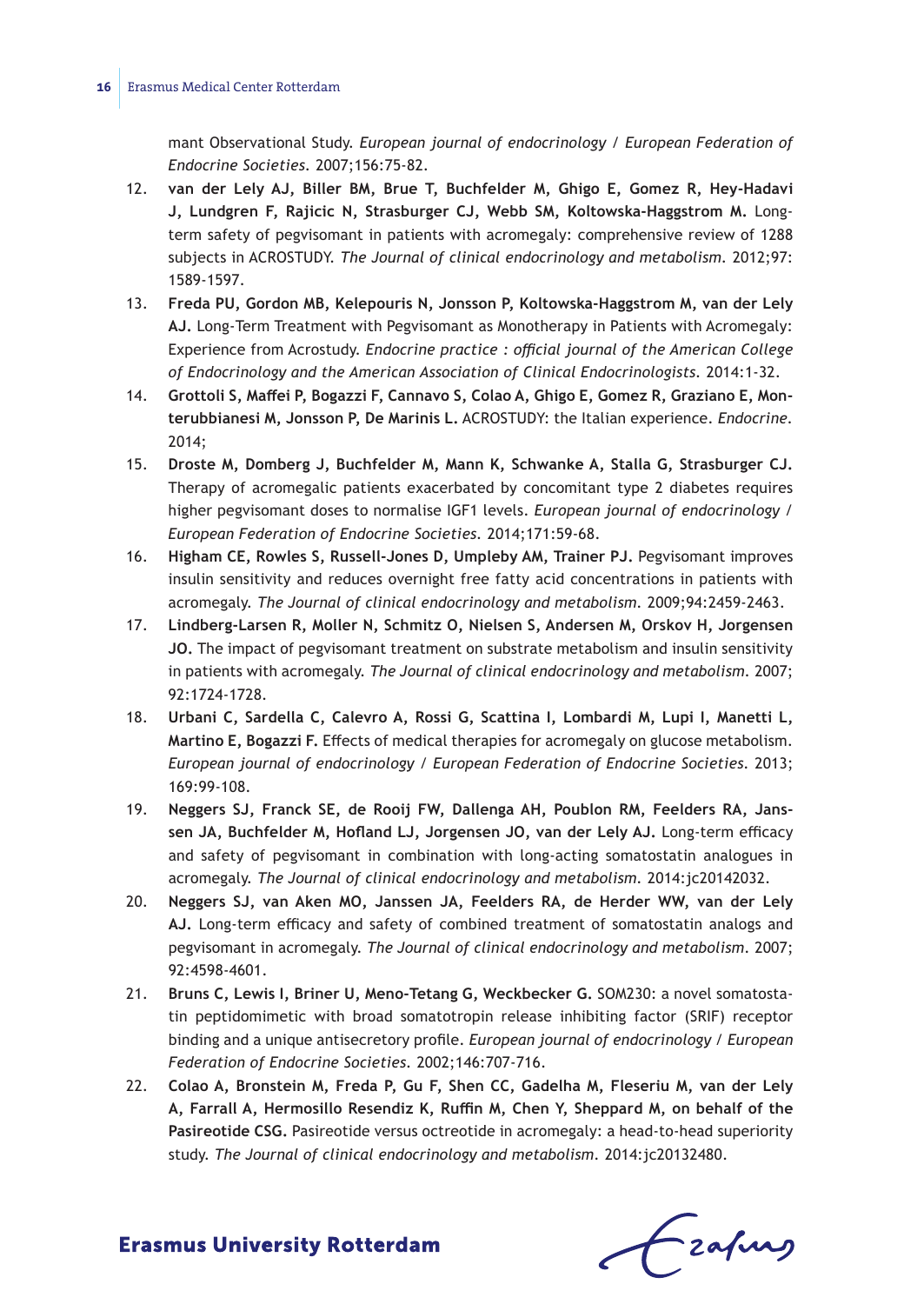mant Observational Study. *European journal of endocrinology / European Federation of Endocrine Societies*. 2007;156:75-82.

12. **van der Lely AJ, Biller BM, Brue T, Buchfelder M, Ghigo E, Gomez R, Hey-Hadavi J, Lundgren F, Rajicic N, Strasburger CJ, Webb SM, Koltowska-Haggstrom M.** Long-term safety of pegvisomant in patients with acromegaly: comprehensive review of 1288 subjects in ACROSTUDY. *The Journal of clinical endocrinology and metabolism*. 2012;97: 1589-1597.
13. **Freda PU, Gordon MB, Kelepouris N, Jonsson P, Koltowska-Haggstrom M, van der Lely AJ.** Long-Term Treatment with Pegvisomant as Monotherapy in Patients with Acromegaly: Experience from Acrostudy. *Endocrine practice : official journal of the American College of Endocrinology and the American Association of Clinical Endocrinologists*. 2014:1-32.
14. **Grottoli S, Maffei P, Bogazzi F, Cannavo S, Colao A, Ghigo E, Gomez R, Graziano E, Monterubbianesi M, Jonsson P, De Marinis L.** ACROSTUDY: the Italian experience. *Endocrine*. 2014;
15. **Droste M, Domberg J, Buchfelder M, Mann K, Schwanke A, Stalla G, Strasburger CJ.** Therapy of acromegalic patients exacerbated by concomitant type 2 diabetes requires higher pegvisomant doses to normalise IGF1 levels. *European journal of endocrinology / European Federation of Endocrine Societies*. 2014;171:59-68.
16. **Higham CE, Rowles S, Russell-Jones D, Umpleby AM, Trainer PJ.** Pegvisomant improves insulin sensitivity and reduces overnight free fatty acid concentrations in patients with acromegaly. *The Journal of clinical endocrinology and metabolism*. 2009;94:2459-2463.
17. **Lindberg-Larsen R, Moller N, Schmitz O, Nielsen S, Andersen M, Orskov H, Jorgensen JO.** The impact of pegvisomant treatment on substrate metabolism and insulin sensitivity in patients with acromegaly. *The Journal of clinical endocrinology and metabolism*. 2007; 92:1724-1728.
18. **Urbani C, Sardella C, Calevro A, Rossi G, Scattina I, Lombardi M, Lupi I, Manetti L, Martino E, Bogazzi F.** Effects of medical therapies for acromegaly on glucose metabolism. *European journal of endocrinology / European Federation of Endocrine Societies*. 2013; 169:99-108.
19. **Neggers SJ, Franck SE, de Rooij FW, Dallenga AH, Poublon RM, Feelders RA, Janssen JA, Buchfelder M, Hofland LJ, Jorgensen JO, van der Lely AJ.** Long-term efficacy and safety of pegvisomant in combination with long-acting somatostatin analogues in acromegaly. *The Journal of clinical endocrinology and metabolism*. 2014:jc20142032.
20. **Neggers SJ, van Aken MO, Janssen JA, Feelders RA, de Herder WW, van der Lely AJ.** Long-term efficacy and safety of combined treatment of somatostatin analogs and pegvisomant in acromegaly. *The Journal of clinical endocrinology and metabolism*. 2007; 92:4598-4601.
21. **Bruns C, Lewis I, Briner U, Meno-Tetang G, Weckbecker G.** SOM230: a novel somatostatin peptidomimetic with broad somatotropin release inhibiting factor (SRIF) receptor binding and a unique antisecretory profile. *European journal of endocrinology / European Federation of Endocrine Societies*. 2002;146:707-716.
22. **Colao A, Bronstein M, Freda P, Gu F, Shen CC, Gadelha M, Fleseriu M, van der Lely A, Farrall A, Hermosillo Resendiz K, Ruffin M, Chen Y, Sheppard M, on behalf of the Pasireotide CSG.** Pasireotide versus octreotide in acromegaly: a head-to-head superiority study. *The Journal of clinical endocrinology and metabolism*. 2014:jc20132480.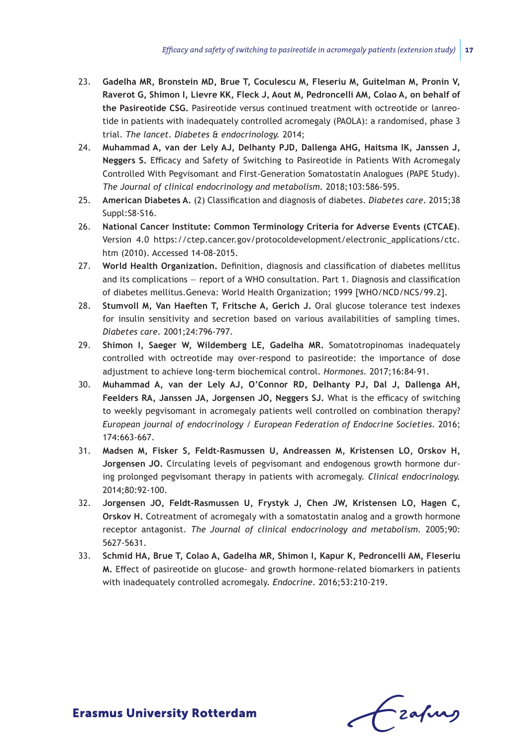23. **Gadelha MR, Bronstein MD, Brue T, Coculescu M, Fleseriu M, Guitelman M, Pronin V, Raverot G, Shimon I, Lievre KK, Fleck J, Aout M, Pedroncelli AM, Colao A, on behalf of the Pasireotide CSG.** Pasireotide versus continued treatment with octreotide or lanreotide in patients with inadequately controlled acromegaly (PAOLA): a randomised, phase 3 trial. *The lancet. Diabetes & endocrinology.* 2014;
24. **Muhammad A, van der Lely AJ, Delhanty PJD, Dallenga AHG, Haitsma IK, Janssen J, Neggers S.** Efficacy and Safety of Switching to Pasireotide in Patients With Acromegaly Controlled With Pegvisomant and First-Generation Somatostatin Analogues (PAPE Study). *The Journal of clinical endocrinology and metabolism.* 2018;103:586-595.
25. **American Diabetes A.** (2) Classification and diagnosis of diabetes. *Diabetes care.* 2015;38 Suppl:S8-S16.
26. **National Cancer Institute: Common Terminology Criteria for Adverse Events (CTCAE).** Version 4.0 https://ctep.cancer.gov/protocoldevelopment/electronic_applications/ctc.htm (2010). Accessed 14-08-2015.
27. **World Health Organization.** Definition, diagnosis and classification of diabetes mellitus and its complications — report of a WHO consultation. Part 1. Diagnosis and classification of diabetes mellitus.Geneva: World Health Organization; 1999 [WHO/NCD/NCS/99.2].
28. **Stumvoll M, Van Haeften T, Fritsche A, Gerich J.** Oral glucose tolerance test indexes for insulin sensitivity and secretion based on various availabilities of sampling times. *Diabetes care.* 2001;24:796-797.
29. **Shimon I, Saeger W, Wildemberg LE, Gadelha MR.** Somatotropinomas inadequately controlled with octreotide may over-respond to pasireotide: the importance of dose adjustment to achieve long-term biochemical control. *Hormones.* 2017;16:84-91.
30. **Muhammad A, van der Lely AJ, O'Connor RD, Delhanty PJ, Dal J, Dallenga AH, Feelders RA, Janssen JA, Jorgensen JO, Neggers SJ.** What is the efficacy of switching to weekly pegvisomant in acromegaly patients well controlled on combination therapy? *European journal of endocrinology / European Federation of Endocrine Societies.* 2016; 174:663-667.
31. **Madsen M, Fisker S, Feldt-Rasmussen U, Andreassen M, Kristensen LO, Orskov H, Jorgensen JO.** Circulating levels of pegvisomant and endogenous growth hormone during prolonged pegvisomant therapy in patients with acromegaly. *Clinical endocrinology.* 2014;80:92-100.
32. **Jorgensen JO, Feldt-Rasmussen U, Frystyk J, Chen JW, Kristensen LO, Hagen C, Orskov H.** Cotreatment of acromegaly with a somatostatin analog and a growth hormone receptor antagonist. *The Journal of clinical endocrinology and metabolism.* 2005;90: 5627-5631.
33. **Schmid HA, Brue T, Colao A, Gadelha MR, Shimon I, Kapur K, Pedroncelli AM, Fleseriu M.** Effect of pasireotide on glucose- and growth hormone-related biomarkers in patients with inadequately controlled acromegaly. *Endocrine.* 2016;53:210-219.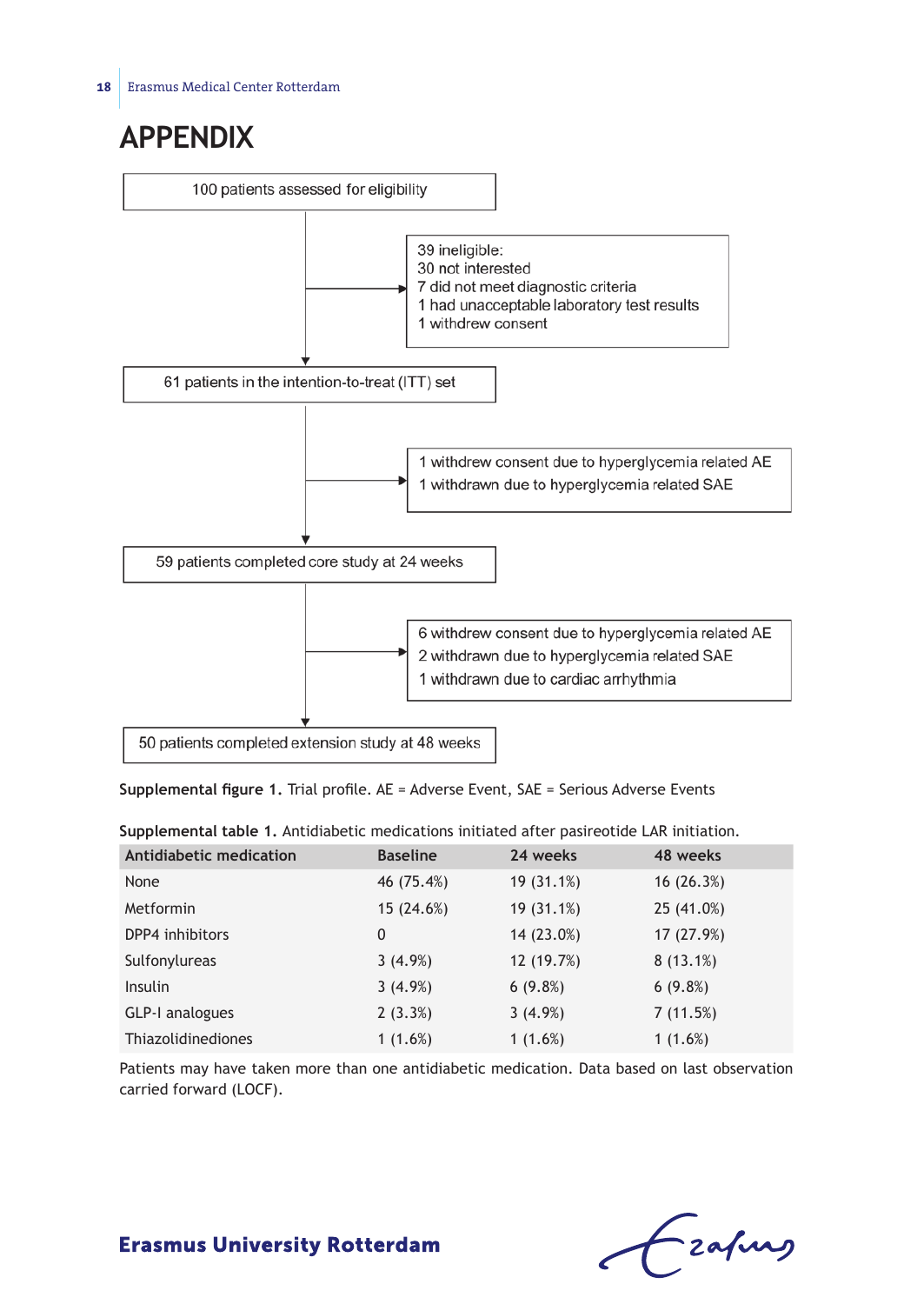# APPENDIX

100 patients assessed for eligibility

39 ineligible:
30 not interested
7 did not meet diagnostic criteria
1 had unacceptable laboratory test results
1 withdrew consent

61 patients in the intention-to-treat (ITT) set

1 withdrew consent due to hyperglycemia related AE
1 withdrawn due to hyperglycemia related SAE

59 patients completed core study at 24 weeks

6 withdrew consent due to hyperglycemia related AE
2 withdrawn due to hyperglycemia related SAE
1 withdrawn due to cardiac arrhythmia

50 patients completed extension study at 48 weeks

**Supplemental figure 1.** Trial profile. AE = Adverse Event, SAE = Serious Adverse Events

**Supplemental table 1.** Antidiabetic medications initiated after pasireotide LAR initiation.

| Antidiabetic medication | Baseline | 24 weeks | 48 weeks |
|---|---|---|---|
| None | 46 (75.4%) | 19 (31.1%) | 16 (26.3%) |
| Metformin | 15 (24.6%) | 19 (31.1%) | 25 (41.0%) |
| DPP4 inhibitors | 0 | 14 (23.0%) | 17 (27.9%) |
| Sulfonylureas | 3 (4.9%) | 12 (19.7%) | 8 (13.1%) |
| Insulin | 3 (4.9%) | 6 (9.8%) | 6 (9.8%) |
| GLP-I analogues | 2 (3.3%) | 3 (4.9%) | 7 (11.5%) |
| Thiazolidinediones | 1 (1.6%) | 1 (1.6%) | 1 (1.6%) |

Patients may have taken more than one antidiabetic medication. Data based on last observation carried forward (LOCF).